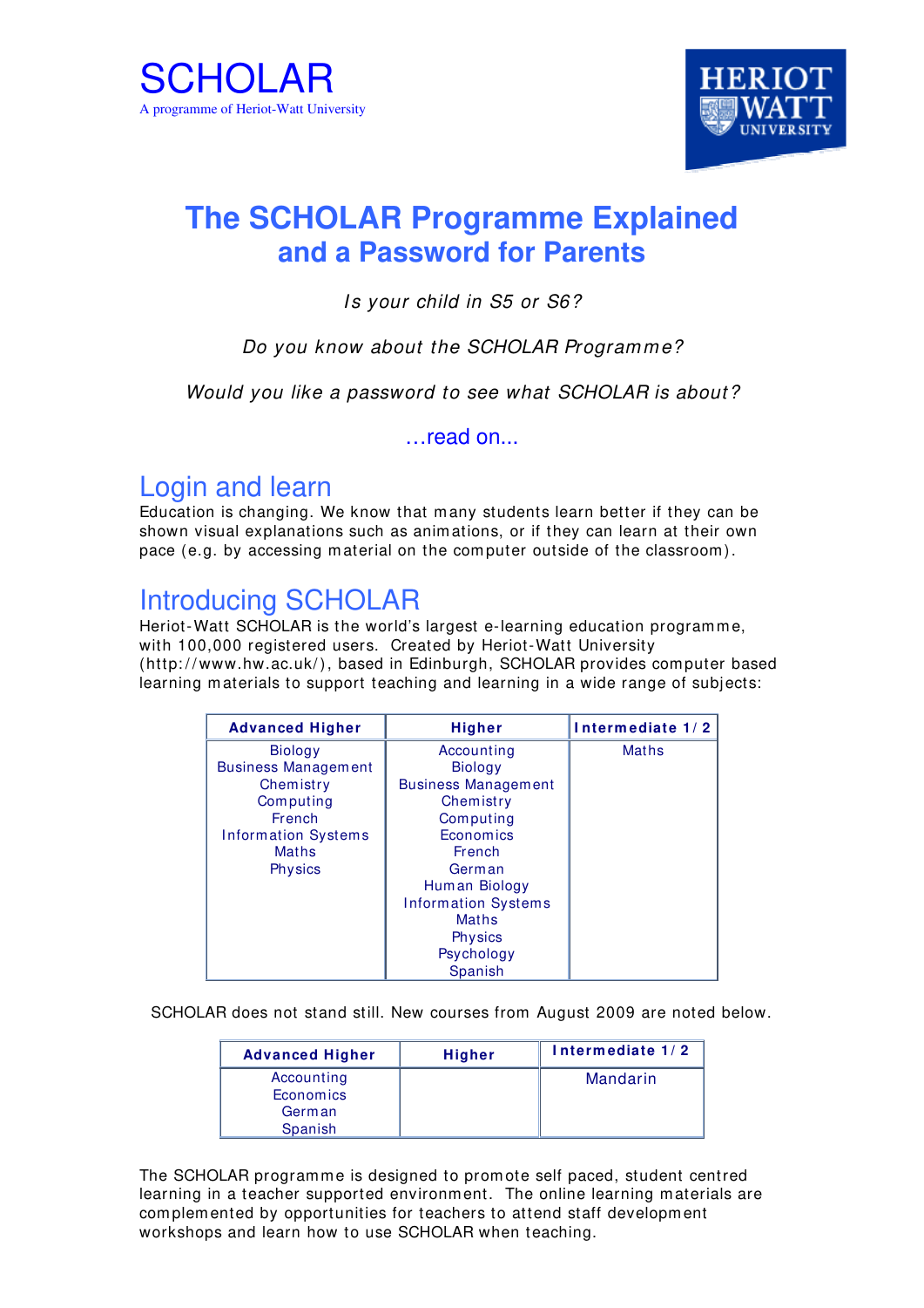SCHOLAR

A programme of Heriot-Watt University

HERIOT WATT UNIVERSITY

# The SCHOLAR Programme Explained
## and a Password for Parents

*Is your child in S5 or S6?*

*Do you know about the SCHOLAR Programme?*

*Would you like a password to see what SCHOLAR is about?*

…read on...

## Login and learn

Education is changing. We know that many students learn better if they can be shown visual explanations such as animations, or if they can learn at their own pace (e.g. by accessing material on the computer outside of the classroom).

## Introducing SCHOLAR

Heriot-Watt SCHOLAR is the world's largest e-learning education programme, with 100,000 registered users. Created by Heriot-Watt University (http://www.hw.ac.uk/), based in Edinburgh, SCHOLAR provides computer based learning materials to support teaching and learning in a wide range of subjects:

| Advanced Higher | Higher | Intermediate 1/2 |
|---|---|---|
| Biology<br>Business Management<br>Chemistry<br>Computing<br>French<br>Information Systems<br>Maths<br>Physics | Accounting<br>Biology<br>Business Management<br>Chemistry<br>Computing<br>Economics<br>French<br>German<br>Human Biology<br>Information Systems<br>Maths<br>Physics<br>Psychology<br>Spanish | Maths |

SCHOLAR does not stand still. New courses from August 2009 are noted below.

| Advanced Higher | Higher | Intermediate 1/2 |
|---|---|---|
| Accounting<br>Economics<br>German<br>Spanish | | Mandarin |

The SCHOLAR programme is designed to promote self paced, student centred learning in a teacher supported environment. The online learning materials are complemented by opportunities for teachers to attend staff development workshops and learn how to use SCHOLAR when teaching.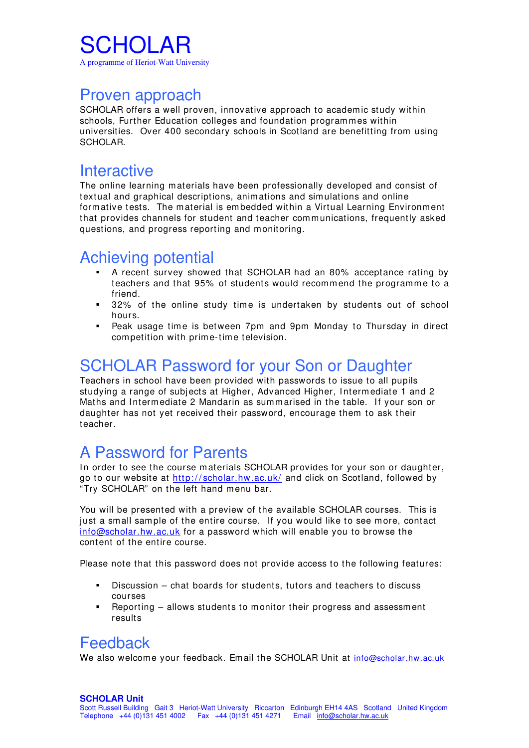# SCHOLAR

A programme of Heriot-Watt University

## Proven approach

SCHOLAR offers a well proven, innovative approach to academic study within schools, Further Education colleges and foundation programmes within universities. Over 400 secondary schools in Scotland are benefitting from using SCHOLAR.

## Interactive

The online learning materials have been professionally developed and consist of textual and graphical descriptions, animations and simulations and online formative tests. The material is embedded within a Virtual Learning Environment that provides channels for student and teacher communications, frequently asked questions, and progress reporting and monitoring.

## Achieving potential

- A recent survey showed that SCHOLAR had an 80% acceptance rating by teachers and that 95% of students would recommend the programme to a friend.
- 32% of the online study time is undertaken by students out of school hours.
- Peak usage time is between 7pm and 9pm Monday to Thursday in direct competition with prime-time television.

## SCHOLAR Password for your Son or Daughter

Teachers in school have been provided with passwords to issue to all pupils studying a range of subjects at Higher, Advanced Higher, Intermediate 1 and 2 Maths and Intermediate 2 Mandarin as summarised in the table. If your son or daughter has not yet received their password, encourage them to ask their teacher.

## A Password for Parents

In order to see the course materials SCHOLAR provides for your son or daughter, go to our website at http://scholar.hw.ac.uk/ and click on Scotland, followed by "Try SCHOLAR" on the left hand menu bar.

You will be presented with a preview of the available SCHOLAR courses. This is just a small sample of the entire course. If you would like to see more, contact info@scholar.hw.ac.uk for a password which will enable you to browse the content of the entire course.

Please note that this password does not provide access to the following features:

- Discussion – chat boards for students, tutors and teachers to discuss courses
- Reporting – allows students to monitor their progress and assessment results

## Feedback

We also welcome your feedback. Email the SCHOLAR Unit at info@scholar.hw.ac.uk

**SCHOLAR Unit**
Scott Russell Building Gait 3 Heriot-Watt University Riccarton Edinburgh EH14 4AS Scotland United Kingdom
Telephone +44 (0)131 451 4002 Fax +44 (0)131 451 4271 Email info@scholar.hw.ac.uk